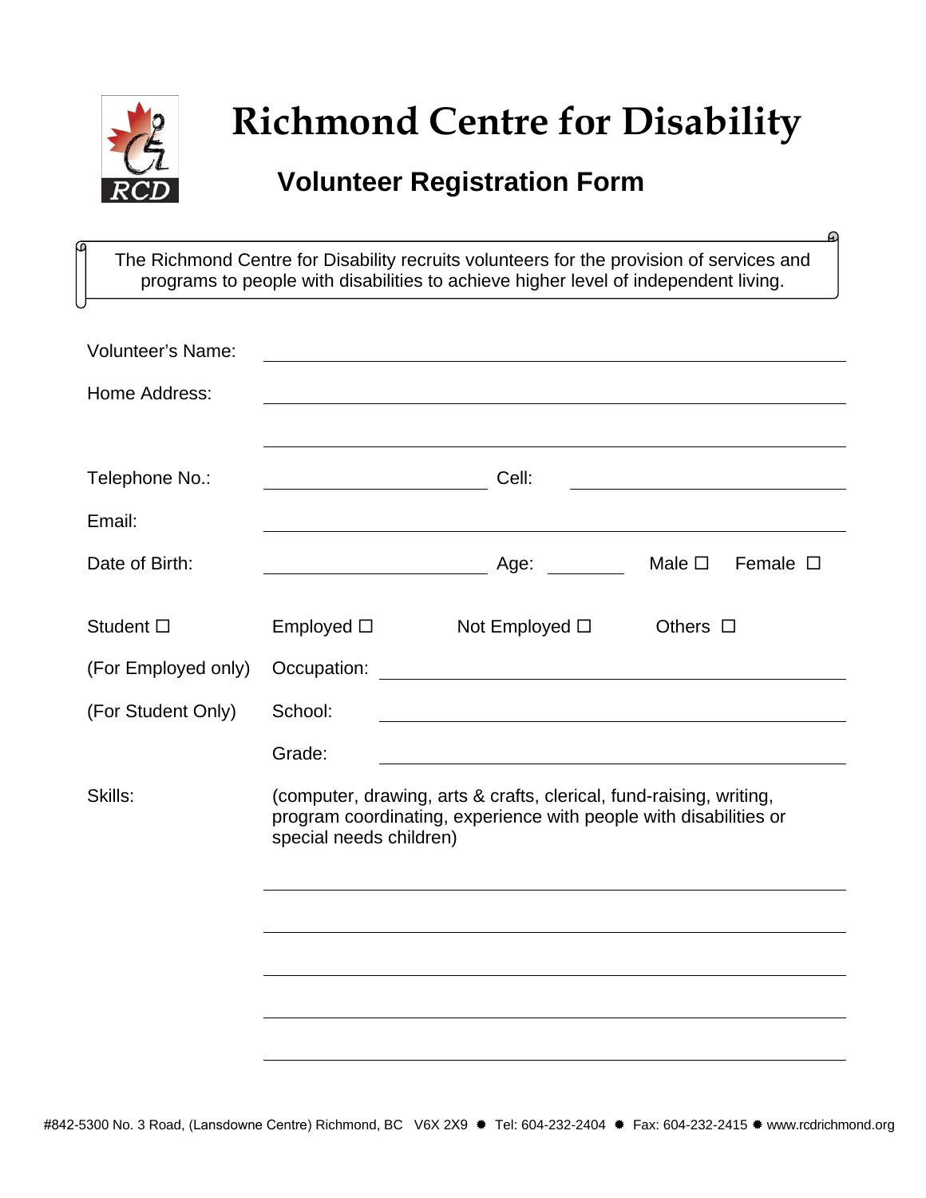# Richmond Centre for Disability

## Volunteer Registration Form

> The Richmond Centre for Disability recruits volunteers for the provision of services and programs to people with disabilities to achieve higher level of independent living.

Volunteer's Name: ____________________________________________

Home Address: ____________________________________________

____________________________________________

Telephone No.: ____________________ Cell: ____________________

Email: ____________________________________________

Date of Birth: ____________________ Age: __________ Male ☐ Female ☐

Student ☐ Employed ☐ Not Employed ☐ Others ☐

(For Employed only) Occupation: ____________________________________________

(For Student Only) School: ____________________________________________

Grade: ____________________________________________

Skills: (computer, drawing, arts & crafts, clerical, fund-raising, writing, program coordinating, experience with people with disabilities or special needs children)

____________________________________________

____________________________________________

____________________________________________

____________________________________________

____________________________________________

#842-5300 No. 3 Road, (Lansdowne Centre) Richmond, BC V6X 2X9 ✹ Tel: 604-232-2404 ✹ Fax: 604-232-2415 ✹ www.rcdrichmond.org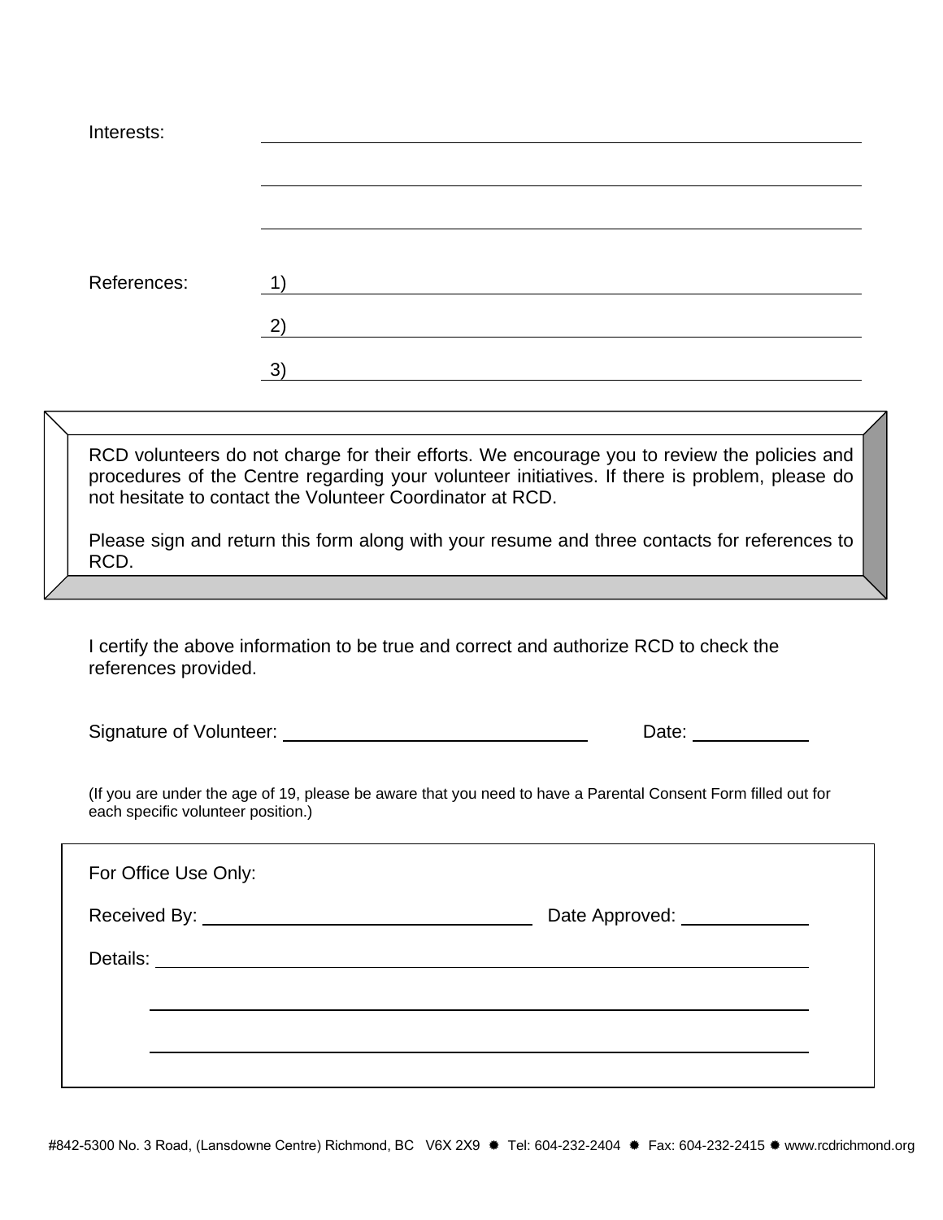Interests: \_\_\_\_\_\_\_\_\_\_\_\_\_\_\_\_\_\_\_\_\_\_\_\_\_\_\_\_\_\_\_\_\_\_\_\_\_\_\_\_

\_\_\_\_\_\_\_\_\_\_\_\_\_\_\_\_\_\_\_\_\_\_\_\_\_\_\_\_\_\_\_\_\_\_\_\_\_\_\_\_

\_\_\_\_\_\_\_\_\_\_\_\_\_\_\_\_\_\_\_\_\_\_\_\_\_\_\_\_\_\_\_\_\_\_\_\_\_\_\_\_

References:

1) \_\_\_\_\_\_\_\_\_\_\_\_\_\_\_\_\_\_\_\_\_\_\_\_\_\_\_\_\_\_\_\_\_\_\_\_\_\_\_\_

2) \_\_\_\_\_\_\_\_\_\_\_\_\_\_\_\_\_\_\_\_\_\_\_\_\_\_\_\_\_\_\_\_\_\_\_\_\_\_\_\_

3) \_\_\_\_\_\_\_\_\_\_\_\_\_\_\_\_\_\_\_\_\_\_\_\_\_\_\_\_\_\_\_\_\_\_\_\_\_\_\_\_

> RCD volunteers do not charge for their efforts. We encourage you to review the policies and procedures of the Centre regarding your volunteer initiatives. If there is problem, please do not hesitate to contact the Volunteer Coordinator at RCD.
>
> Please sign and return this form along with your resume and three contacts for references to RCD.

I certify the above information to be true and correct and authorize RCD to check the references provided.

Signature of Volunteer: \_\_\_\_\_\_\_\_\_\_\_\_\_\_\_\_\_\_\_\_\_\_\_\_\_\_\_\_\_\_ Date: \_\_\_\_\_\_\_\_\_\_

(If you are under the age of 19, please be aware that you need to have a Parental Consent Form filled out for each specific volunteer position.)

For Office Use Only:

Received By: \_\_\_\_\_\_\_\_\_\_\_\_\_\_\_\_\_\_\_\_\_\_\_\_\_\_\_\_\_\_ Date Approved: \_\_\_\_\_\_\_\_\_\_

Details: \_\_\_\_\_\_\_\_\_\_\_\_\_\_\_\_\_\_\_\_\_\_\_\_\_\_\_\_\_\_\_\_\_\_\_\_\_\_\_\_

\_\_\_\_\_\_\_\_\_\_\_\_\_\_\_\_\_\_\_\_\_\_\_\_\_\_\_\_\_\_\_\_\_\_\_\_\_\_\_\_

\_\_\_\_\_\_\_\_\_\_\_\_\_\_\_\_\_\_\_\_\_\_\_\_\_\_\_\_\_\_\_\_\_\_\_\_\_\_\_\_

#842-5300 No. 3 Road, (Lansdowne Centre) Richmond, BC V6X 2X9 ✹ Tel: 604-232-2404 ✹ Fax: 604-232-2415 ✹ www.rcdrichmond.org